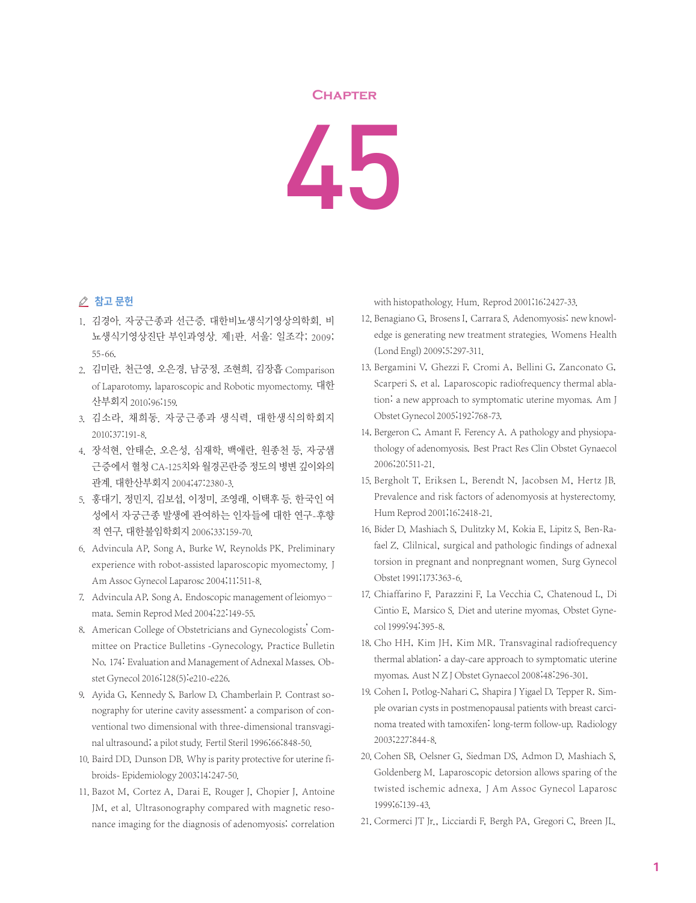# CHAPTER 45

## 참고 문헌

1. 김경아. 자궁근종과 선근증. 대한비뇨생식기영상의학회. 비뇨생식기영상진단 부인과영상. 제1판. 서울: 일조각; 2009; 55-66.
2. 김미란, 천근영, 오은경, 남궁정, 조현희, 김장흡 Comparison of Laparotomy, laparoscopic and Robotic myomectomy. 대한산부회지 2010;96:159.
3. 김소라, 채희동. 자궁근종과 생식력. 대한생식의학회지 2010;37:191-8.
4. 장석현, 안태순, 오은성, 심재학, 백애란, 원종천 등. 자궁샘근증에서 혈청 CA-125치와 월경곤란증 정도의 병변 깊이와의 관계. 대한산부회지 2004;47:2380-3.
5. 홍대기, 정민지, 김보섭, 이정미, 조영래, 이택후 등. 한국인 여성에서 자궁근종 발생에 관여하는 인자들에 대한 연구-후향적 연구. 대한불임학회지 2006;33:159-70.
6. Advincula AP, Song A, Burke W, Reynolds PK. Preliminary experience with robot-assisted laparoscopic myomectomy. J Am Assoc Gynecol Laparosc 2004;11:511-8.
7. Advincula AP, Song A. Endoscopic management of leiomyo-mata. Semin Reprod Med 2004;22:149-55.
8. American College of Obstetricians and Gynecologists' Committee on Practice Bulletins -Gynecology. Practice Bulletin No. 174: Evaluation and Management of Adnexal Masses. Obstet Gynecol 2016;128(5):e210-e226.
9. Ayida G, Kennedy S, Barlow D, Chamberlain P. Contrast sonography for uterine cavity assessment: a comparison of conventional two dimensional with three-dimensional transvaginal ultrasound; a pilot study. Fertil Steril 1996;66:848-50.
10. Baird DD, Dunson DB. Why is parity protective for uterine fibroids- Epidemiology 2003;14:247-50.
11. Bazot M, Cortez A, Darai E, Rouger J, Chopier J, Antoine JM, et al. Ultrasonography compared with magnetic resonance imaging for the diagnosis of adenomyosis: correlation with histopathology. Hum. Reprod 2001;16:2427-33.
12. Benagiano G, Brosens I, Carrara S. Adenomyosis: new knowledge is generating new treatment strategies. Womens Health (Lond Engl) 2009;5:297-311.
13. Bergamini V, Ghezzi F, Cromi A, Bellini G, Zanconato G, Scarperi S, et al. Laparoscopic radiofrequency thermal ablation: a new approach to symptomatic uterine myomas. Am J Obstet Gynecol 2005;192:768-73.
14. Bergeron C, Amant F, Ferency A. A pathology and physiopathology of adenomyosis. Best Pract Res Clin Obstet Gynaecol 2006;20:511-21.
15. Bergholt T, Eriksen L, Berendt N, Jacobsen M, Hertz JB. Prevalence and risk factors of adenomyosis at hysterectomy. Hum Reprod 2001;16:2418-21.
16. Bider D, Mashiach S, Dulitzky M, Kokia E, Lipitz S, Ben-Rafael Z. Clilnical, surgical and pathologic findings of adnexal torsion in pregnant and nonpregnant women. Surg Gynecol Obstet 1991;173:363-6.
17. Chiaffarino F, Parazzini F, La Vecchia C, Chatenoud L, Di Cintio E, Marsico S. Diet and uterine myomas. Obstet Gynecol 1999;94:395-8.
18. Cho HH, Kim JH, Kim MR. Transvaginal radiofrequency thermal ablation: a day-care approach to symptomatic uterine myomas. Aust N Z J Obstet Gynaecol 2008;48:296-301.
19. Cohen I, Potlog-Nahari C, Shapira J Yigael D, Tepper R. Simple ovarian cysts in postmenopausal patients with breast carcinoma treated with tamoxifen: long-term follow-up. Radiology 2003;227:844-8.
20. Cohen SB, Oelsner G, Siedman DS, Admon D, Mashiach S, Goldenberg M. Laparoscopic detorsion allows sparing of the twisted ischemic adnexa. J Am Assoc Gynecol Laparosc 1999;6:139-43.
21. Cormerci JT Jr., Licciardi F, Bergh PA, Gregori C, Breen JL.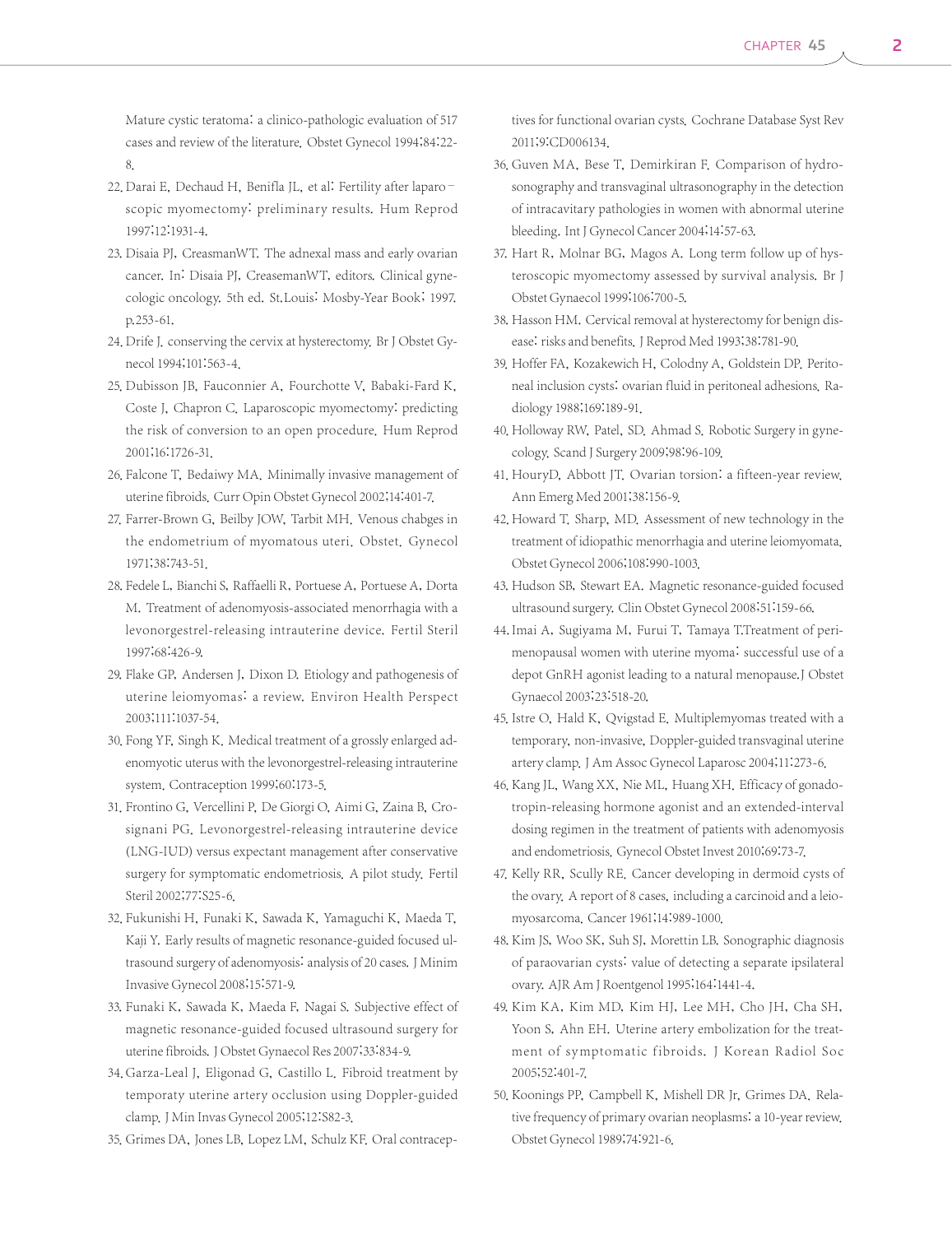Mature cystic teratoma: a clinico-pathologic evaluation of 517 cases and review of the literature. Obstet Gynecol 1994;84:22-8.

22. Darai E, Dechaud H, Benifla JL, et al: Fertility after laparo–scopic myomectomy: preliminary results. Hum Reprod 1997;12:1931-4.
23. Disaia PJ, CreasmanWT. The adnexal mass and early ovarian cancer. In: Disaia PJ, CreasemanWT, editors. Clinical gynecologic oncology. 5th ed. St.Louis: Mosby-Year Book; 1997. p.253-61.
24. Drife J. conserving the cervix at hysterectomy. Br J Obstet Gynecol 1994;101:563-4.
25. Dubisson JB, Fauconnier A, Fourchotte V, Babaki-Fard K, Coste J, Chapron C. Laparoscopic myomectomy: predicting the risk of conversion to an open procedure. Hum Reprod 2001;16:1726-31.
26. Falcone T, Bedaiwy MA. Minimally invasive management of uterine fibroids. Curr Opin Obstet Gynecol 2002;14:401-7.
27. Farrer-Brown G, Beilby JOW, Tarbit MH. Venous chabges in the endometrium of myomatous uteri. Obstet. Gynecol 1971;38:743-51.
28. Fedele L, Bianchi S, Raffaelli R, Portuese A, Portuese A, Dorta M. Treatment of adenomyosis-associated menorrhagia with a levonorgestrel-releasing intrauterine device. Fertil Steril 1997;68:426-9.
29. Flake GP, Andersen J, Dixon D. Etiology and pathogenesis of uterine leiomyomas: a review. Environ Health Perspect 2003;111:1037-54.
30. Fong YF, Singh K. Medical treatment of a grossly enlarged adenomyotic uterus with the levonorgestrel-releasing intrauterine system. Contraception 1999;60:173-5.
31. Frontino G, Vercellini P, De Giorgi O, Aimi G, Zaina B, Crosignani PG. Levonorgestrel-releasing intrauterine device (LNG-IUD) versus expectant management after conservative surgery for symptomatic endometriosis. A pilot study. Fertil Steril 2002;77:S25-6.
32. Fukunishi H, Funaki K, Sawada K, Yamaguchi K, Maeda T, Kaji Y. Early results of magnetic resonance-guided focused ultrasound surgery of adenomyosis: analysis of 20 cases. J Minim Invasive Gynecol 2008;15:571-9.
33. Funaki K, Sawada K, Maeda F, Nagai S. Subjective effect of magnetic resonance-guided focused ultrasound surgery for uterine fibroids. J Obstet Gynaecol Res 2007;33:834-9.
34. Garza-Leal J, Eligonad G, Castillo L. Fibroid treatment by temporaty uterine artery occlusion using Doppler-guided clamp. J Min Invas Gynecol 2005;12:S82-3.
35. Grimes DA, Jones LB, Lopez LM, Schulz KF. Oral contraceptives for functional ovarian cysts. Cochrane Database Syst Rev 2011;9:CD006134.
36. Guven MA, Bese T, Demirkiran F. Comparison of hydrosonography and transvaginal ultrasonography in the detection of intracavitary pathologies in women with abnormal uterine bleeding. Int J Gynecol Cancer 2004;14:57-63.
37. Hart R, Molnar BG, Magos A. Long term follow up of hysteroscopic myomectomy assessed by survival analysis. Br J Obstet Gynaecol 1999;106:700-5.
38. Hasson HM. Cervical removal at hysterectomy for benign disease: risks and benefits. J Reprod Med 1993;38:781-90.
39. Hoffer FA, Kozakewich H, Colodny A, Goldstein DP. Peritoneal inclusion cysts: ovarian fluid in peritoneal adhesions. Radiology 1988;169:189-91.
40. Holloway RW, Patel, SD, Ahmad S. Robotic Surgery in gynecology. Scand J Surgery 2009;98:96-109.
41. HouryD, Abbott JT. Ovarian torsion: a fifteen-year review. Ann Emerg Med 2001;38:156-9.
42. Howard T. Sharp, MD. Assessment of new technology in the treatment of idiopathic menorrhagia and uterine leiomyomata. Obstet Gynecol 2006;108:990-1003.
43. Hudson SB, Stewart EA. Magnetic resonance-guided focused ultrasound surgery. Clin Obstet Gynecol 2008;51:159-66.
44. Imai A, Sugiyama M, Furui T, Tamaya T.Treatment of perimenopausal women with uterine myoma: successful use of a depot GnRH agonist leading to a natural menopause.J Obstet Gynaecol 2003;23:518-20.
45. Istre O, Hald K, Qvigstad E. Multiplemyomas treated with a temporary, non-invasive, Doppler-guided transvaginal uterine artery clamp. J Am Assoc Gynecol Laparosc 2004;11:273-6.
46. Kang JL, Wang XX, Nie ML, Huang XH. Efficacy of gonadotropin-releasing hormone agonist and an extended-interval dosing regimen in the treatment of patients with adenomyosis and endometriosis. Gynecol Obstet Invest 2010;69:73-7.
47. Kelly RR, Scully RE. Cancer developing in dermoid cysts of the ovary. A report of 8 cases, including a carcinoid and a leiomyosarcoma. Cancer 1961;14:989-1000.
48. Kim JS, Woo SK, Suh SJ, Morettin LB. Sonographic diagnosis of paraovarian cysts: value of detecting a separate ipsilateral ovary. AJR Am J Roentgenol 1995;164:1441-4.
49. Kim KA, Kim MD, Kim HJ, Lee MH, Cho JH, Cha SH, Yoon S, Ahn EH. Uterine artery embolization for the treatment of symptomatic fibroids. J Korean Radiol Soc 2005;52:401-7.
50. Koonings PP, Campbell K, Mishell DR Jr, Grimes DA. Relative frequency of primary ovarian neoplasms: a 10-year review. Obstet Gynecol 1989;74:921-6.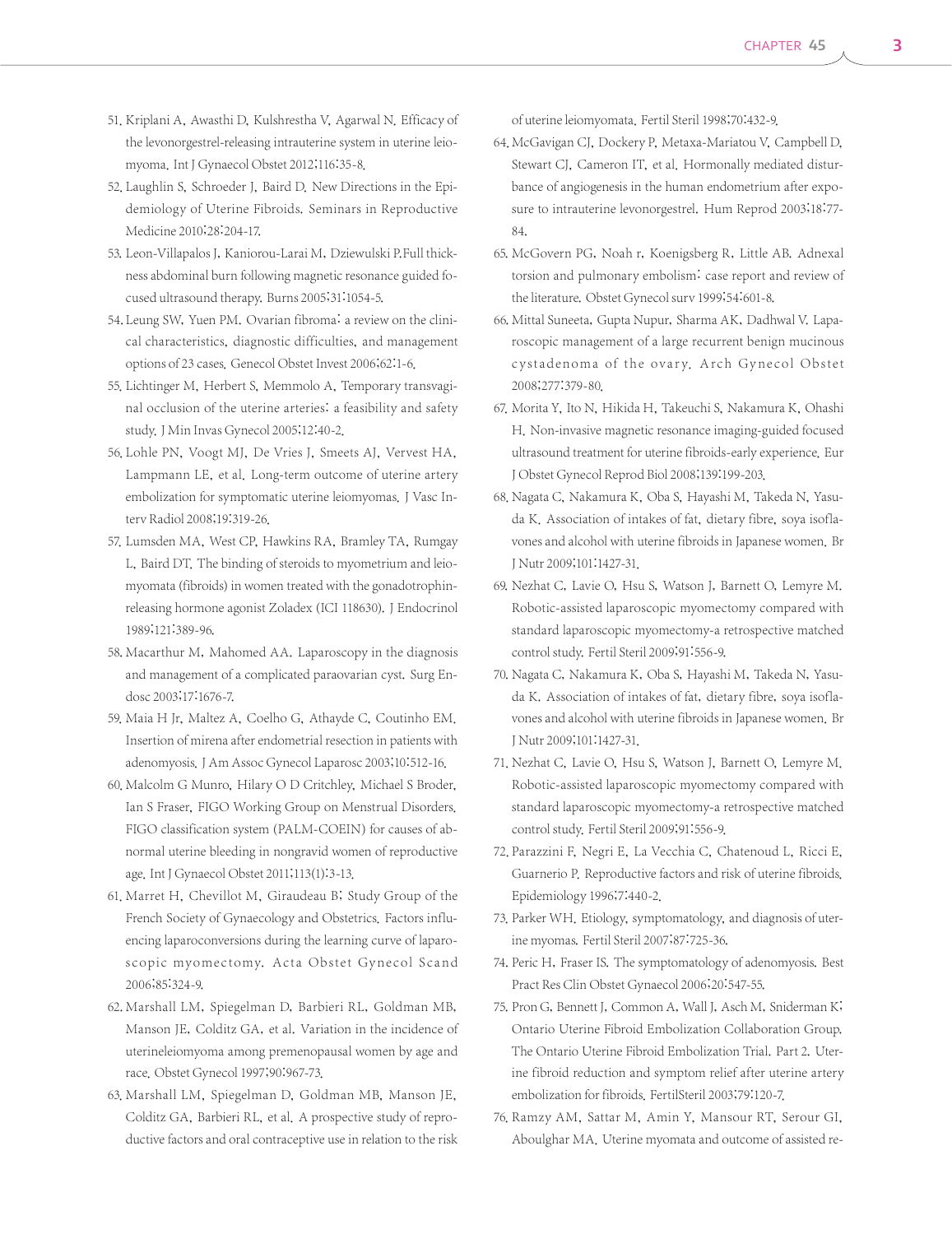51. Kriplani A, Awasthi D, Kulshrestha V, Agarwal N. Efficacy of the levonorgestrel-releasing intrauterine system in uterine leiomyoma. Int J Gynaecol Obstet 2012;116:35-8.
52. Laughlin S, Schroeder J, Baird D. New Directions in the Epidemiology of Uterine Fibroids. Seminars in Reproductive Medicine 2010;28:204-17.
53. Leon-Villapalos J, Kaniorou-Larai M, Dziewulski P.Full thickness abdominal burn following magnetic resonance guided focused ultrasound therapy. Burns 2005;31:1054-5.
54. Leung SW, Yuen PM. Ovarian fibroma: a review on the clinical characteristics, diagnostic difficulties, and management options of 23 cases. Genecol Obstet Invest 2006;62:1-6.
55. Lichtinger M, Herbert S, Memmolo A, Temporary transvaginal occlusion of the uterine arteries: a feasibility and safety study. J Min Invas Gynecol 2005;12:40-2.
56. Lohle PN, Voogt MJ, De Vries J, Smeets AJ, Vervest HA, Lampmann LE, et al. Long-term outcome of uterine artery embolization for symptomatic uterine leiomyomas. J Vasc Interv Radiol 2008;19:319-26.
57. Lumsden MA, West CP, Hawkins RA, Bramley TA, Rumgay L, Baird DT. The binding of steroids to myometrium and leiomyomata (fibroids) in women treated with the gonadotrophin-releasing hormone agonist Zoladex (ICI 118630). J Endocrinol 1989;121:389-96.
58. Macarthur M, Mahomed AA. Laparoscopy in the diagnosis and management of a complicated paraovarian cyst. Surg Endosc 2003;17:1676-7.
59. Maia H Jr, Maltez A, Coelho G, Athayde C, Coutinho EM. Insertion of mirena after endometrial resection in patients with adenomyosis. J Am Assoc Gynecol Laparosc 2003;10:512-16.
60. Malcolm G Munro, Hilary O D Critchley, Michael S Broder, Ian S Fraser, FIGO Working Group on Menstrual Disorders. FIGO classification system (PALM-COEIN) for causes of abnormal uterine bleeding in nongravid women of reproductive age. Int J Gynaecol Obstet 2011;113(1):3-13.
61. Marret H, Chevillot M, Giraudeau B; Study Group of the French Society of Gynaecology and Obstetrics. Factors influencing laparoconversions during the learning curve of laparoscopic myomectomy. Acta Obstet Gynecol Scand 2006;85:324-9.
62. Marshall LM, Spiegelman D, Barbieri RL, Goldman MB, Manson JE, Colditz GA, et al. Variation in the incidence of uterineleiomyoma among premenopausal women by age and race. Obstet Gynecol 1997;90:967-73.
63. Marshall LM, Spiegelman D, Goldman MB, Manson JE, Colditz GA, Barbieri RL, et al. A prospective study of reproductive factors and oral contraceptive use in relation to the risk of uterine leiomyomata. Fertil Steril 1998;70:432-9.
64. McGavigan CJ, Dockery P, Metaxa-Mariatou V, Campbell D, Stewart CJ, Cameron IT, et al. Hormonally mediated disturbance of angiogenesis in the human endometrium after exposure to intrauterine levonorgestrel. Hum Reprod 2003;18:77-84.
65. McGovern PG, Noah r, Koenigsberg R, Little AB. Adnexal torsion and pulmonary embolism: case report and review of the literature. Obstet Gynecol surv 1999;54:601-8.
66. Mittal Suneeta, Gupta Nupur, Sharma AK, Dadhwal V. Laparoscopic management of a large recurrent benign mucinous cystadenoma of the ovary. Arch Gynecol Obstet 2008;277:379-80.
67. Morita Y, Ito N, Hikida H, Takeuchi S, Nakamura K, Ohashi H. Non-invasive magnetic resonance imaging-guided focused ultrasound treatment for uterine fibroids-early experience. Eur J Obstet Gynecol Reprod Biol 2008;139:199-203.
68. Nagata C, Nakamura K, Oba S, Hayashi M, Takeda N, Yasuda K. Association of intakes of fat, dietary fibre, soya isoflavones and alcohol with uterine fibroids in Japanese women. Br J Nutr 2009;101:1427-31.
69. Nezhat C, Lavie O, Hsu S, Watson J, Barnett O, Lemyre M. Robotic-assisted laparoscopic myomectomy compared with standard laparoscopic myomectomy-a retrospective matched control study. Fertil Steril 2009;91:556-9.
70. Nagata C, Nakamura K, Oba S, Hayashi M, Takeda N, Yasuda K. Association of intakes of fat, dietary fibre, soya isoflavones and alcohol with uterine fibroids in Japanese women. Br J Nutr 2009;101:1427-31.
71. Nezhat C, Lavie O, Hsu S, Watson J, Barnett O, Lemyre M. Robotic-assisted laparoscopic myomectomy compared with standard laparoscopic myomectomy-a retrospective matched control study. Fertil Steril 2009;91:556-9.
72. Parazzini F, Negri E, La Vecchia C, Chatenoud L, Ricci E, Guarnerio P. Reproductive factors and risk of uterine fibroids. Epidemiology 1996;7:440-2.
73. Parker WH. Etiology, symptomatology, and diagnosis of uterine myomas. Fertil Steril 2007;87:725-36.
74. Peric H, Fraser IS. The symptomatology of adenomyosis. Best Pract Res Clin Obstet Gynaecol 2006;20:547-55.
75. Pron G, Bennett J, Common A, Wall J, Asch M, Sniderman K; Ontario Uterine Fibroid Embolization Collaboration Group. The Ontario Uterine Fibroid Embolization Trial. Part 2. Uterine fibroid reduction and symptom relief after uterine artery embolization for fibroids. FertilSteril 2003;79:120-7.
76. Ramzy AM, Sattar M, Amin Y, Mansour RT, Serour GI, Aboulghar MA. Uterine myomata and outcome of assisted re-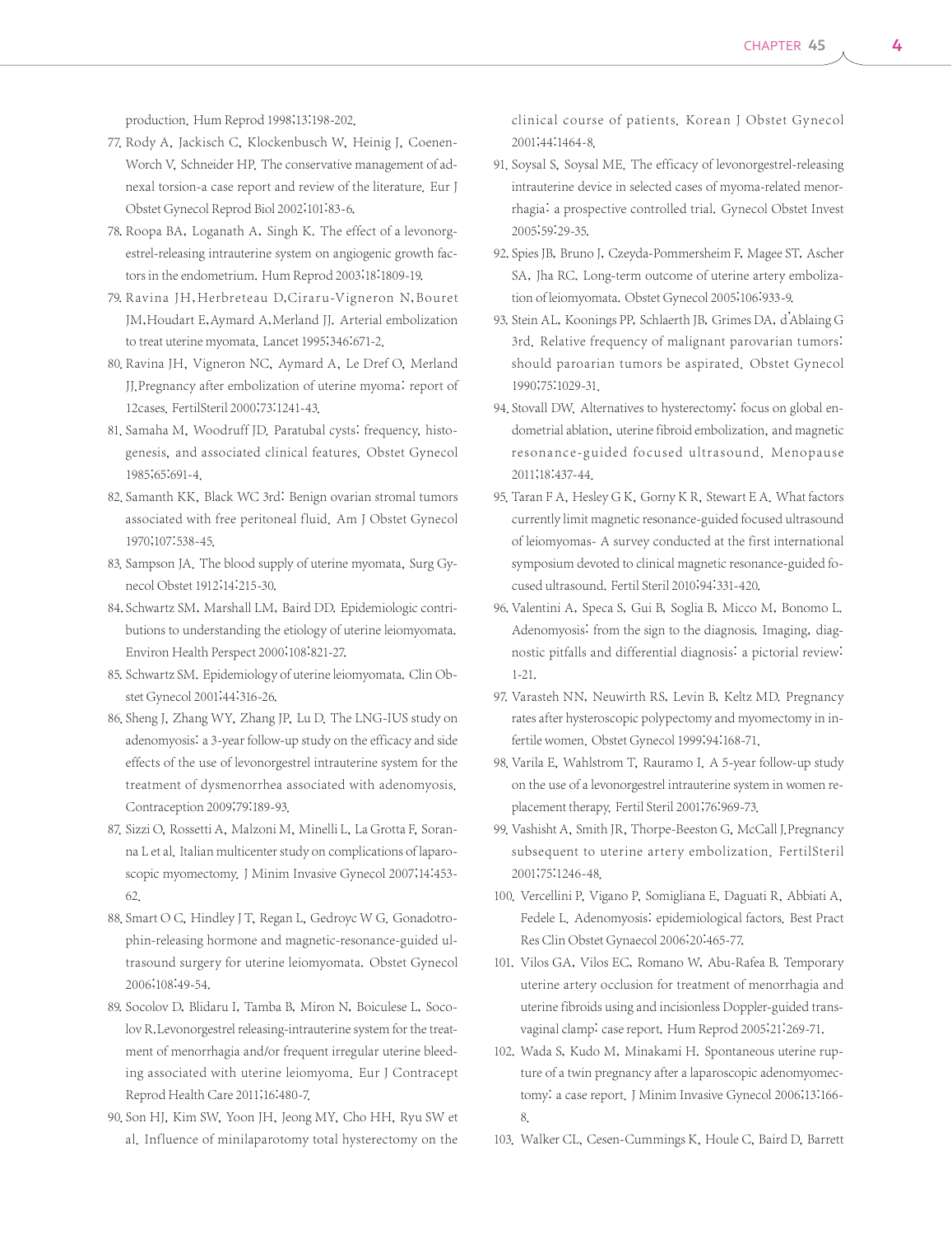production. Hum Reprod 1998;13:198-202.

77. Rody A, Jackisch C, Klockenbusch W, Heinig J, Coenen-Worch V, Schneider HP. The conservative management of adnexal torsion-a case report and review of the literature. Eur J Obstet Gynecol Reprod Biol 2002;101:83-6.
78. Roopa BA, Loganath A, Singh K. The effect of a levonorgestrel-releasing intrauterine system on angiogenic growth factors in the endometrium. Hum Reprod 2003;18:1809-19.
79. Ravina JH,Herbreteau D,Ciraru-Vigneron N,Bouret JM,Houdart E,Aymard A,Merland JJ. Arterial embolization to treat uterine myomata. Lancet 1995;346:671-2.
80. Ravina JH, Vigneron NC, Aymard A, Le Dref O, Merland JJ.Pregnancy after embolization of uterine myoma: report of 12cases. FertilSteril 2000;73:1241-43.
81. Samaha M, Woodruff JD. Paratubal cysts: frequency, histogenesis, and associated clinical features. Obstet Gynecol 1985;65:691-4.
82. Samanth KK, Black WC 3rd: Benign ovarian stromal tumors associated with free peritoneal fluid. Am J Obstet Gynecol 1970;107:538-45.
83. Sampson JA. The blood supply of uterine myomata. Surg Gynecol Obstet 1912;14:215-30.
84. Schwartz SM, Marshall LM, Baird DD. Epidemiologic contributions to understanding the etiology of uterine leiomyomata. Environ Health Perspect 2000;108:821-27.
85. Schwartz SM. Epidemiology of uterine leiomyomata. Clin Obstet Gynecol 2001;44:316-26.
86. Sheng J, Zhang WY, Zhang JP, Lu D. The LNG-IUS study on adenomyosis: a 3-year follow-up study on the efficacy and side effects of the use of levonorgestrel intrauterine system for the treatment of dysmenorrhea associated with adenomyosis. Contraception 2009;79:189-93.
87. Sizzi O, Rossetti A, Malzoni M, Minelli L, La Grotta F, Soranna L et al. Italian multicenter study on complications of laparoscopic myomectomy. J Minim Invasive Gynecol 2007;14:453-62.
88. Smart O C, Hindley J T, Regan L, Gedroyc W G. Gonadotrophin-releasing hormone and magnetic-resonance-guided ultrasound surgery for uterine leiomyomata. Obstet Gynecol 2006;108:49-54.
89. Socolov D, Blidaru I, Tamba B, Miron N, Boiculese L, Socolov R.Levonorgestrel releasing-intrauterine system for the treatment of menorrhagia and/or frequent irregular uterine bleeding associated with uterine leiomyoma. Eur J Contracept Reprod Health Care 2011;16:480-7.
90. Son HJ, Kim SW, Yoon JH, Jeong MY, Cho HH, Ryu SW et al. Influence of minilaparotomy total hysterectomy on the clinical course of patients. Korean J Obstet Gynecol 2001;44:1464-8.
91. Soysal S, Soysal ME. The efficacy of levonorgestrel-releasing intrauterine device in selected cases of myoma-related menorrhagia: a prospective controlled trial. Gynecol Obstet Invest 2005;59:29-35.
92. Spies JB, Bruno J, Czeyda-Pommersheim F, Magee ST, Ascher SA, Jha RC. Long-term outcome of uterine artery embolization of leiomyomata. Obstet Gynecol 2005;106:933-9.
93. Stein AL, Koonings PP, Schlaerth JB, Grimes DA, d'Ablaing G 3rd. Relative frequency of malignant parovarian tumors: should paroarian tumors be aspirated. Obstet Gynecol 1990;75:1029-31.
94. Stovall DW. Alternatives to hysterectomy: focus on global endometrial ablation, uterine fibroid embolization, and magnetic resonance-guided focused ultrasound. Menopause 2011;18:437-44.
95. Taran F A, Hesley G K, Gorny K R, Stewart E A. What factors currently limit magnetic resonance-guided focused ultrasound of leiomyomas- A survey conducted at the first international symposium devoted to clinical magnetic resonance-guided focused ultrasound. Fertil Steril 2010;94:331-420.
96. Valentini A, Speca S, Gui B, Soglia B, Micco M, Bonomo L. Adenomyosis: from the sign to the diagnosis. Imaging, diagnostic pitfalls and differential diagnosis: a pictorial review: 1-21.
97. Varasteh NN, Neuwirth RS, Levin B, Keltz MD. Pregnancy rates after hysteroscopic polypectomy and myomectomy in infertile women. Obstet Gynecol 1999;94:168-71.
98. Varila E, Wahlstrom T, Rauramo I. A 5-year follow-up study on the use of a levonorgestrel intrauterine system in women replacement therapy. Fertil Steril 2001;76:969-73.
99. Vashisht A, Smith JR, Thorpe-Beeston G, McCall J.Pregnancy subsequent to uterine artery embolization. FertilSteril 2001;75:1246-48.
100. Vercellini P, Vigano P, Somigliana E, Daguati R, Abbiati A, Fedele L. Adenomyosis: epidemiological factors. Best Pract Res Clin Obstet Gynaecol 2006;20:465-77.
101. Vilos GA, Vilos EC, Romano W, Abu-Rafea B. Temporary uterine artery occlusion for treatment of menorrhagia and uterine fibroids using and incisionless Doppler-guided transvaginal clamp: case report. Hum Reprod 2005;21:269-71.
102. Wada S, Kudo M, Minakami H. Spontaneous uterine rupture of a twin pregnancy after a laparoscopic adenomyomectomy: a case report. J Minim Invasive Gynecol 2006;13:166-8.
103. Walker CL, Cesen-Cummings K, Houle C, Baird D, Barrett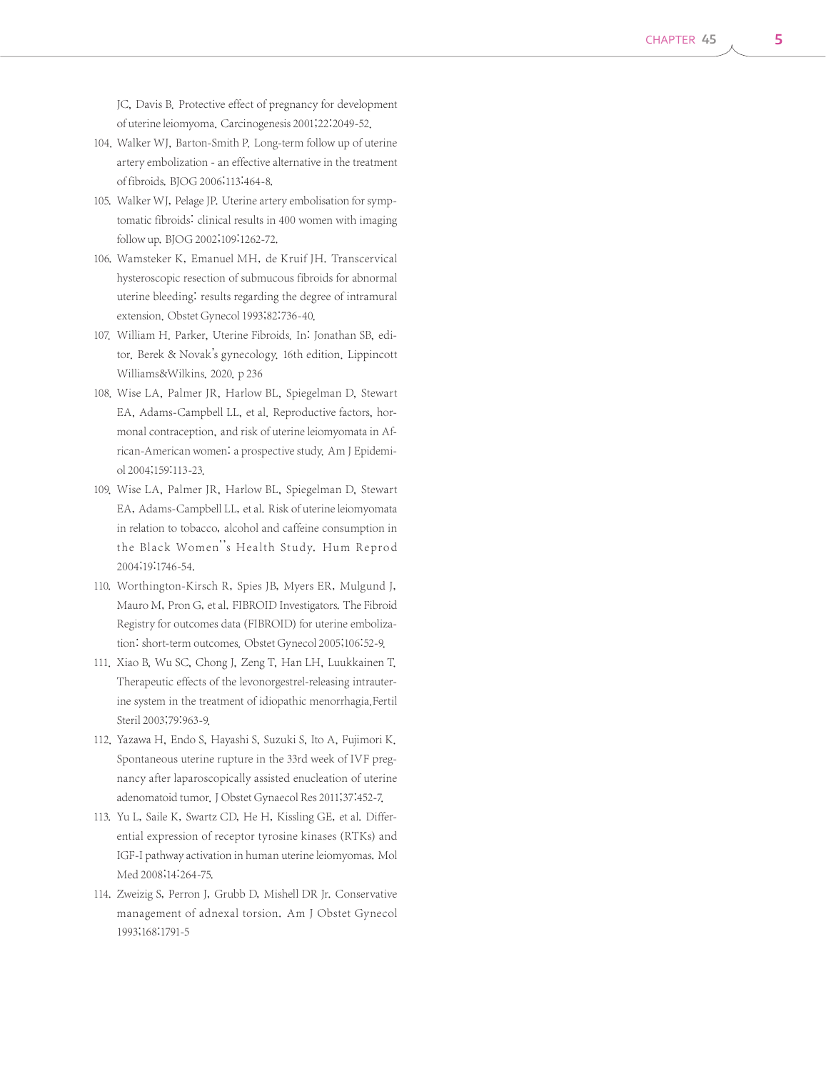JC, Davis B. Protective effect of pregnancy for development of uterine leiomyoma. Carcinogenesis 2001;22:2049-52.

104. Walker WJ, Barton-Smith P. Long-term follow up of uterine artery embolization - an effective alternative in the treatment of fibroids. BJOG 2006;113:464-8.
105. Walker WJ, Pelage JP. Uterine artery embolisation for symptomatic fibroids: clinical results in 400 women with imaging follow up. BJOG 2002;109:1262-72.
106. Wamsteker K, Emanuel MH, de Kruif JH. Transcervical hysteroscopic resection of submucous fibroids for abnormal uterine bleeding: results regarding the degree of intramural extension. Obstet Gynecol 1993;82:736-40.
107. William H. Parker. Uterine Fibroids. In: Jonathan SB, editor. Berek & Novak's gynecology. 16th edition. Lippincott Williams&Wilkins. 2020. p 236
108. Wise LA, Palmer JR, Harlow BL, Spiegelman D, Stewart EA, Adams-Campbell LL, et al. Reproductive factors, hormonal contraception, and risk of uterine leiomyomata in African-American women: a prospective study. Am J Epidemiol 2004;159:113-23.
109. Wise LA, Palmer JR, Harlow BL, Spiegelman D, Stewart EA, Adams-Campbell LL, et al. Risk of uterine leiomyomata in relation to tobacco, alcohol and caffeine consumption in the Black Women''s Health Study. Hum Reprod 2004;19:1746-54.
110. Worthington-Kirsch R, Spies JB, Myers ER, Mulgund J, Mauro M, Pron G, et al. FIBROID Investigators. The Fibroid Registry for outcomes data (FIBROID) for uterine embolization: short-term outcomes. Obstet Gynecol 2005;106:52-9.
111. Xiao B, Wu SC, Chong J, Zeng T, Han LH, Luukkainen T. Therapeutic effects of the levonorgestrel-releasing intrauterine system in the treatment of idiopathic menorrhagia.Fertil Steril 2003;79:963-9.
112. Yazawa H, Endo S, Hayashi S, Suzuki S, Ito A, Fujimori K. Spontaneous uterine rupture in the 33rd week of IVF pregnancy after laparoscopically assisted enucleation of uterine adenomatoid tumor. J Obstet Gynaecol Res 2011;37:452-7.
113. Yu L, Saile K, Swartz CD, He H, Kissling GE, et al. Differential expression of receptor tyrosine kinases (RTKs) and IGF-I pathway activation in human uterine leiomyomas. Mol Med 2008;14:264-75.
114. Zweizig S, Perron J, Grubb D, Mishell DR Jr. Conservative management of adnexal torsion. Am J Obstet Gynecol 1993;168:1791-5